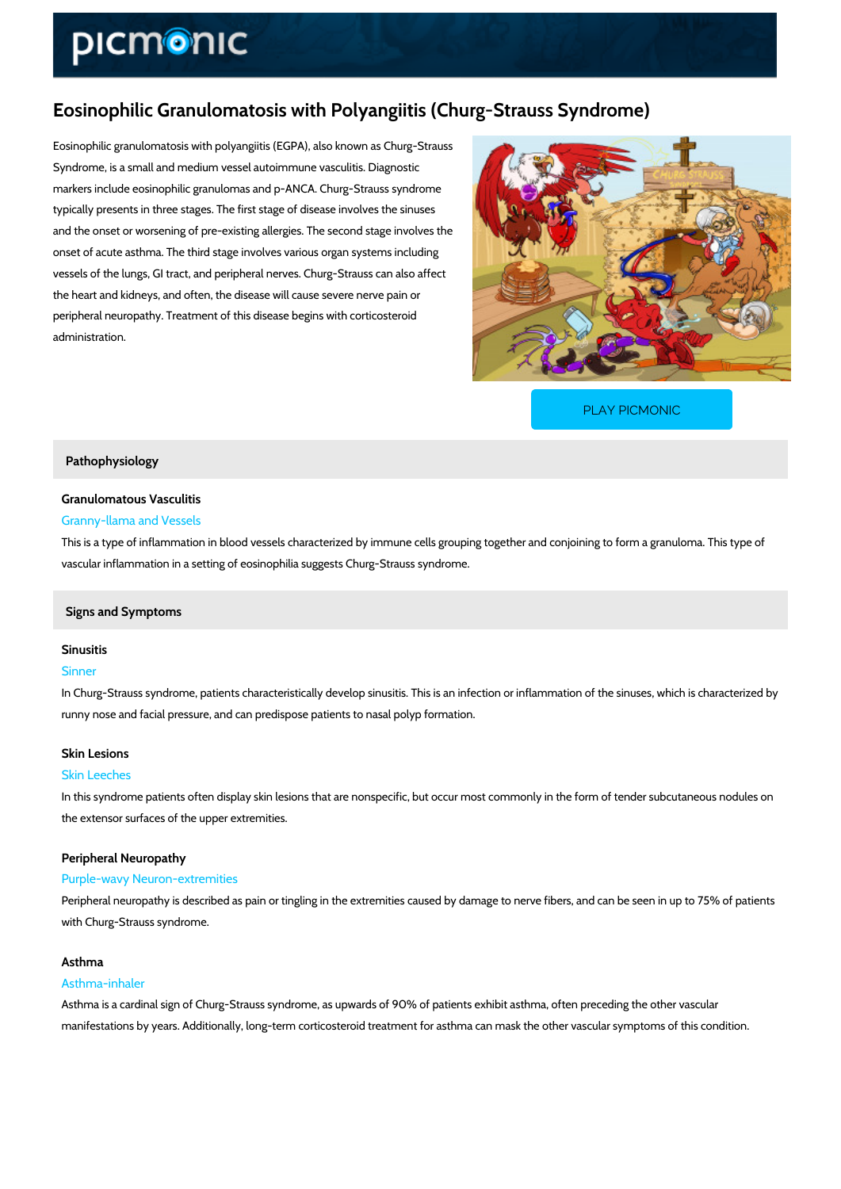# Eosinophilic Granulomatosis with Polyangiitis (Churg-Strauss Syndrome)

Eosinophilic granulomatosis with polyangiitis (EGPA), also known as Churg-Strauss Syndrome, is a small and medium vessel autoimmune vasculitis. Diagnostic markers include eosinophilic granulomas and p-ANCA. Churg-Strauss syndrome typically presents in three stages. The first stage of disease involves the sinuses and the onset or worsening of pre-existing allergies. The second stage involves the onset of acute asthma. The third stage involves various organ systems including vessels of the lungs, GI tract, and peripheral nerves. Churg-Strauss can also affect the heart and kidneys, and often, the disease will cause severe nerve pain or peripheral neuropathy. Treatment of this disease begins with corticosteroid administration.

PLAY PICMONIC

## Pathophysiology

### Granulomatous Vasculitis

Granny-llama and Vessels

This is a type of inflammation in blood vessels characterized by immune cells grouping together and conjoining to form a granuloma. This type of vascular inflammation in a setting of eosinophilia suggests Churg-Strauss syndrome.

## Signs and Symptoms

### Sinusitis

Sinner

In Churg-Strauss syndrome, patients characteristically develop sinusitis. This is an infection or inflammation of the sinuses, which is characterized by runny nose and facial pressure, and can predispose patients to nasal polyp formation.

### Skin Lesions

Skin Leeches

In this syndrome patients often display skin lesions that are nonspecific, but occur most commonly in the form of tender subcutaneous nodules on the extensor surfaces of the upper extremities.

### Peripheral Neuropathy

Purple-wavy Neuron-extremities

Peripheral neuropathy is described as pain or tingling in the extremities caused by damage to nerve fibers, and can be seen in up to 75% of patients with Churg-Strauss syndrome.

### Asthma

Asthma-inhaler

Asthma is a cardinal sign of Churg-Strauss syndrome, as upwards of 90% of patients exhibit asthma, often preceding the other vascular manifestations by years. Additionally, long-term corticosteroid treatment for asthma can mask the other vascular symptoms of this condition.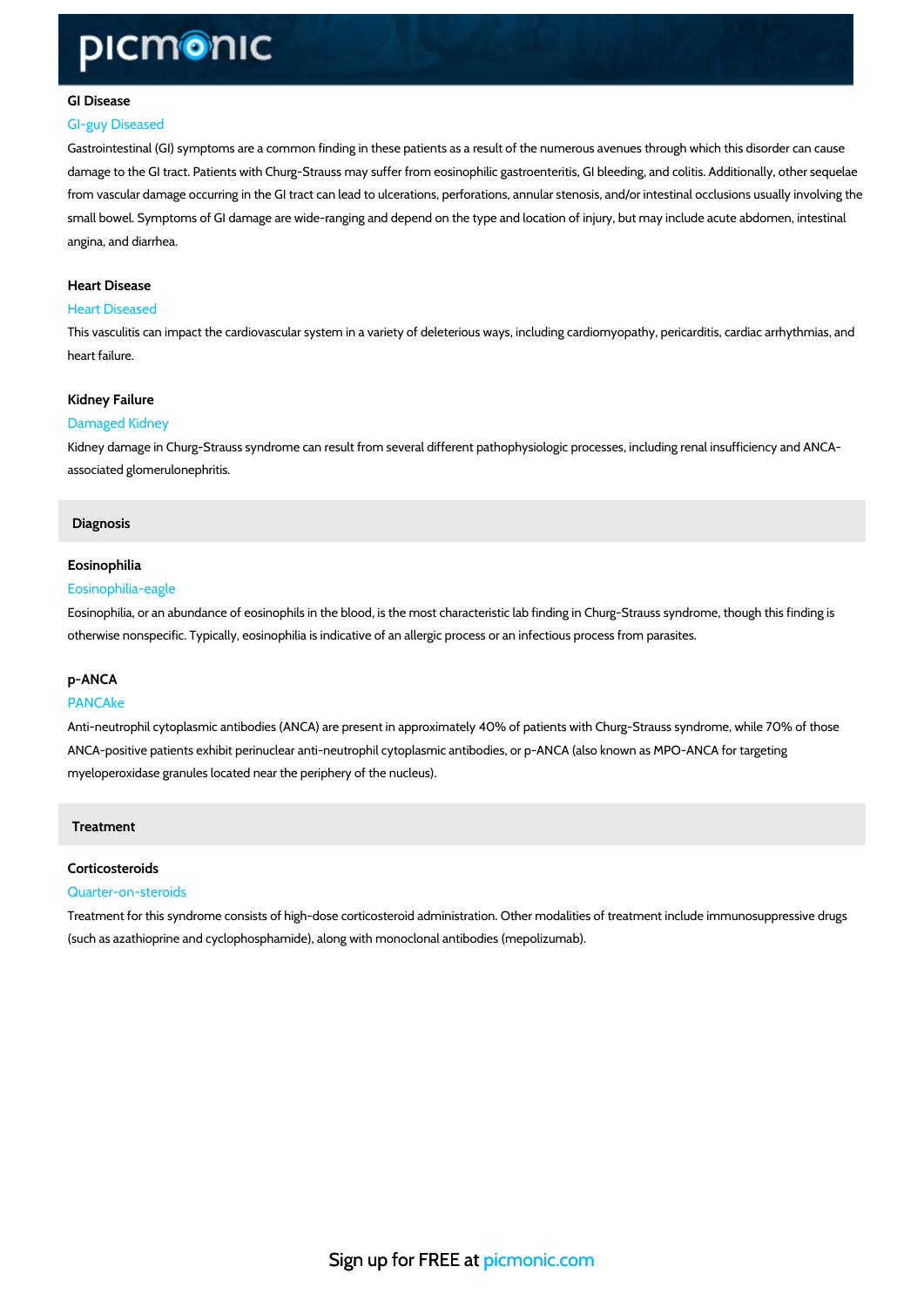### GI Disease

GI-guy Diseased

Gastrointestinal (GI) symptoms are a common finding in these patients as a result of the numerous avenues through which this disorder can cause damage to the GI tract. Patients with Churg-Strauss may suffer from eosinophilic gastroenteritis, GI bleeding, and colitis. Additionally, other sequelae from vascular damage occurring in the GI tract can lead to ulcerations, perforations, annular stenosis, and/or intestinal occlusions usually involving the small bowel. Symptoms of GI damage are wide-ranging and depend on the type and location of injury, but may include acute abdomen, intestinal angina, and diarrhea.

### Heart Disease

Heart Diseased

This vasculitis can impact the cardiovascular system in a variety of deleterious ways, including cardiomyopathy, pericarditis, cardiac arrhythmias, and heart failure.

### Kidney Failure

Damaged Kidney

Kidney damage in Churg-Strauss syndrome can result from several different pathophysiologic processes, including renal insufficiency and ANCA-associated glomerulonephritis.

## Diagnosis

### Eosinophilia

Eosinophilia-eagle

Eosinophilia, or an abundance of eosinophils in the blood, is the most characteristic lab finding in Churg-Strauss syndrome, though this finding is otherwise nonspecific. Typically, eosinophilia is indicative of an allergic process or an infectious process from parasites.

### p-ANCA

PANCAke

Anti-neutrophil cytoplasmic antibodies (ANCA) are present in approximately 40% of patients with Churg-Strauss syndrome, while 70% of those ANCA-positive patients exhibit perinuclear anti-neutrophil cytoplasmic antibodies, or p-ANCA (also known as MPO-ANCA for targeting myeloperoxidase granules located near the periphery of the nucleus).

## Treatment

### Corticosteroids

Quarter-on-steroids

Treatment for this syndrome consists of high-dose corticosteroid administration. Other modalities of treatment include immunosuppressive drugs (such as azathioprine and cyclophosphamide), along with monoclonal antibodies (mepolizumab).